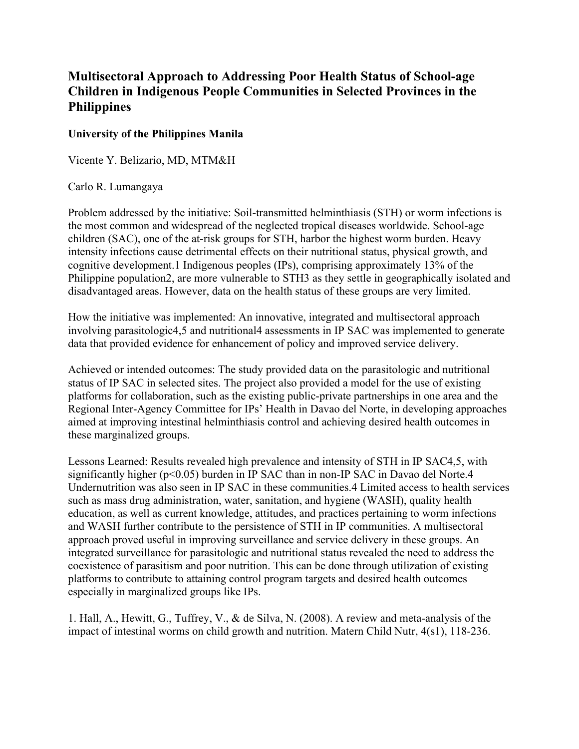# Multisectoral Approach to Addressing Poor Health Status of School-age Children in Indigenous People Communities in Selected Provinces in the Philippines

**University of the Philippines Manila**

Vicente Y. Belizario, MD, MTM&H

Carlo R. Lumangaya

Problem addressed by the initiative: Soil-transmitted helminthiasis (STH) or worm infections is the most common and widespread of the neglected tropical diseases worldwide. School-age children (SAC), one of the at-risk groups for STH, harbor the highest worm burden. Heavy intensity infections cause detrimental effects on their nutritional status, physical growth, and cognitive development.[1] Indigenous peoples (IPs), comprising approximately 13% of the Philippine population[2], are more vulnerable to STH[3] as they settle in geographically isolated and disadvantaged areas. However, data on the health status of these groups are very limited.

How the initiative was implemented: An innovative, integrated and multisectoral approach involving parasitologic[4,5] and nutritional[4] assessments in IP SAC was implemented to generate data that provided evidence for enhancement of policy and improved service delivery.

Achieved or intended outcomes: The study provided data on the parasitologic and nutritional status of IP SAC in selected sites. The project also provided a model for the use of existing platforms for collaboration, such as the existing public-private partnerships in one area and the Regional Inter-Agency Committee for IPs' Health in Davao del Norte, in developing approaches aimed at improving intestinal helminthiasis control and achieving desired health outcomes in these marginalized groups.

Lessons Learned: Results revealed high prevalence and intensity of STH in IP SAC[4,5], with significantly higher ($p<0.05$) burden in IP SAC than in non-IP SAC in Davao del Norte.[4] Undernutrition was also seen in IP SAC in these communities.[4] Limited access to health services such as mass drug administration, water, sanitation, and hygiene (WASH), quality health education, as well as current knowledge, attitudes, and practices pertaining to worm infections and WASH further contribute to the persistence of STH in IP communities. A multisectoral approach proved useful in improving surveillance and service delivery in these groups. An integrated surveillance for parasitologic and nutritional status revealed the need to address the coexistence of parasitism and poor nutrition. This can be done through utilization of existing platforms to contribute to attaining control program targets and desired health outcomes especially in marginalized groups like IPs.

1. Hall, A., Hewitt, G., Tuffrey, V., & de Silva, N. (2008). A review and meta-analysis of the impact of intestinal worms on child growth and nutrition. Matern Child Nutr, 4(s1), 118-236.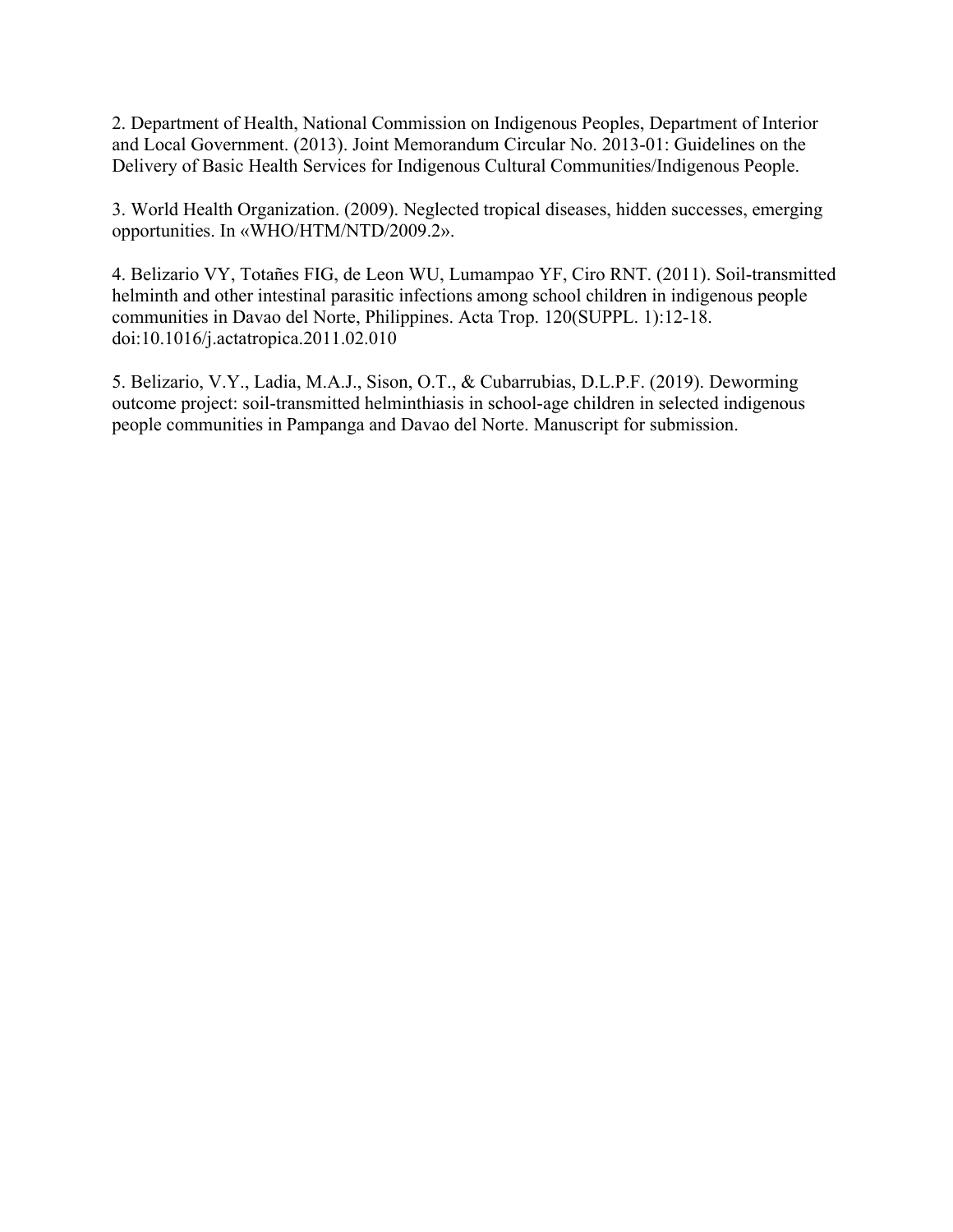2. Department of Health, National Commission on Indigenous Peoples, Department of Interior and Local Government. (2013). Joint Memorandum Circular No. 2013-01: Guidelines on the Delivery of Basic Health Services for Indigenous Cultural Communities/Indigenous People.

3. World Health Organization. (2009). Neglected tropical diseases, hidden successes, emerging opportunities. In «WHO/HTM/NTD/2009.2».

4. Belizario VY, Totañes FIG, de Leon WU, Lumampao YF, Ciro RNT. (2011). Soil-transmitted helminth and other intestinal parasitic infections among school children in indigenous people communities in Davao del Norte, Philippines. Acta Trop. 120(SUPPL. 1):12-18. doi:10.1016/j.actatropica.2011.02.010

5. Belizario, V.Y., Ladia, M.A.J., Sison, O.T., & Cubarrubias, D.L.P.F. (2019). Deworming outcome project: soil-transmitted helminthiasis in school-age children in selected indigenous people communities in Pampanga and Davao del Norte. Manuscript for submission.